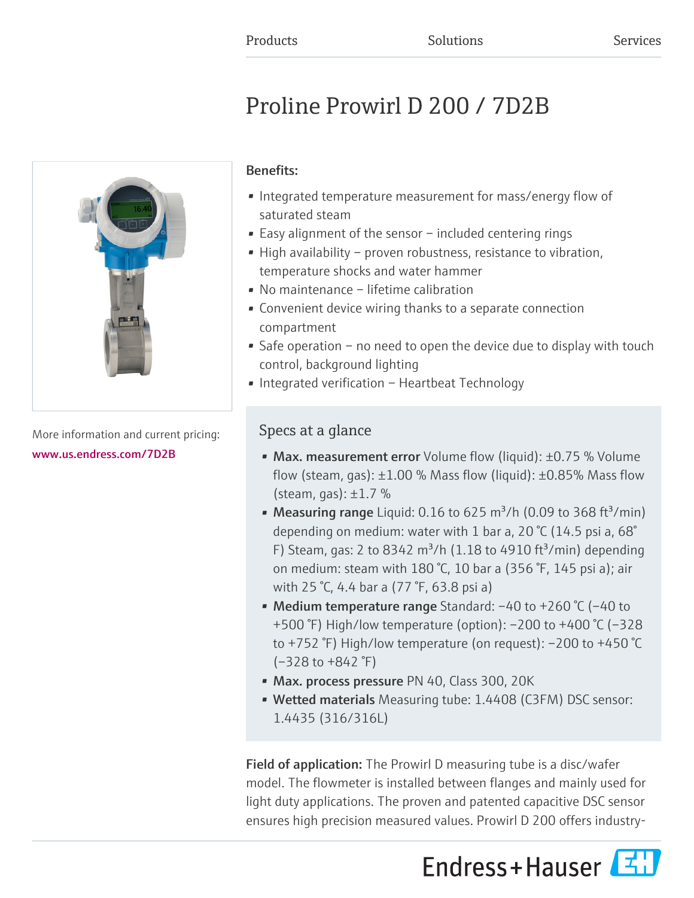Products Solutions Services

# Proline Prowirl D 200 / 7D2B

More information and current pricing:
www.us.endress.com/7D2B

**Benefits:**

- Integrated temperature measurement for mass/energy flow of saturated steam
- Easy alignment of the sensor – included centering rings
- High availability – proven robustness, resistance to vibration, temperature shocks and water hammer
- No maintenance – lifetime calibration
- Convenient device wiring thanks to a separate connection compartment
- Safe operation – no need to open the device due to display with touch control, background lighting
- Integrated verification – Heartbeat Technology

## Specs at a glance

- **Max. measurement error** Volume flow (liquid): ±0.75 % Volume flow (steam, gas): ±1.00 % Mass flow (liquid): ±0.85% Mass flow (steam, gas): ±1.7 %
- **Measuring range** Liquid: 0.16 to 625 $m^3/h$ (0.09 to 368 $ft^3/min$) depending on medium: water with 1 bar a, 20 °C (14.5 psi a, 68° F) Steam, gas: 2 to 8342 $m^3/h$ (1.18 to 4910 $ft^3/min$) depending on medium: steam with 180 °C, 10 bar a (356 °F, 145 psi a); air with 25 °C, 4.4 bar a (77 °F, 63.8 psi a)
- **Medium temperature range** Standard: −40 to +260 °C (−40 to +500 °F) High/low temperature (option): −200 to +400 °C (−328 to +752 °F) High/low temperature (on request): −200 to +450 °C (−328 to +842 °F)
- **Max. process pressure** PN 40, Class 300, 20K
- **Wetted materials** Measuring tube: 1.4408 (C3FM) DSC sensor: 1.4435 (316/316L)

**Field of application:** The Prowirl D measuring tube is a disc/wafer model. The flowmeter is installed between flanges and mainly used for light duty applications. The proven and patented capacitive DSC sensor ensures high precision measured values. Prowirl D 200 offers industry-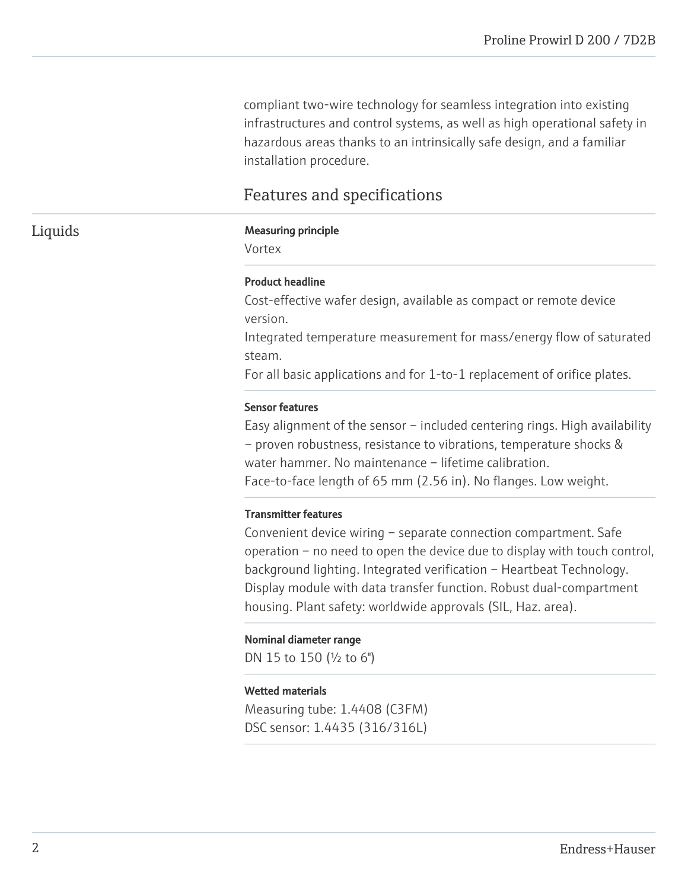compliant two-wire technology for seamless integration into existing infrastructures and control systems, as well as high operational safety in hazardous areas thanks to an intrinsically safe design, and a familiar installation procedure.

## Features and specifications

### Liquids

**Measuring principle**

Vortex

**Product headline**

Cost-effective wafer design, available as compact or remote device version.
Integrated temperature measurement for mass/energy flow of saturated steam.
For all basic applications and for 1-to-1 replacement of orifice plates.

**Sensor features**

Easy alignment of the sensor – included centering rings. High availability – proven robustness, resistance to vibrations, temperature shocks & water hammer. No maintenance – lifetime calibration.
Face-to-face length of 65 mm (2.56 in). No flanges. Low weight.

**Transmitter features**

Convenient device wiring – separate connection compartment. Safe operation – no need to open the device due to display with touch control, background lighting. Integrated verification – Heartbeat Technology. Display module with data transfer function. Robust dual-compartment housing. Plant safety: worldwide approvals (SIL, Haz. area).

**Nominal diameter range**

DN 15 to 150 (½ to 6")

**Wetted materials**

Measuring tube: 1.4408 (C3FM)
DSC sensor: 1.4435 (316/316L)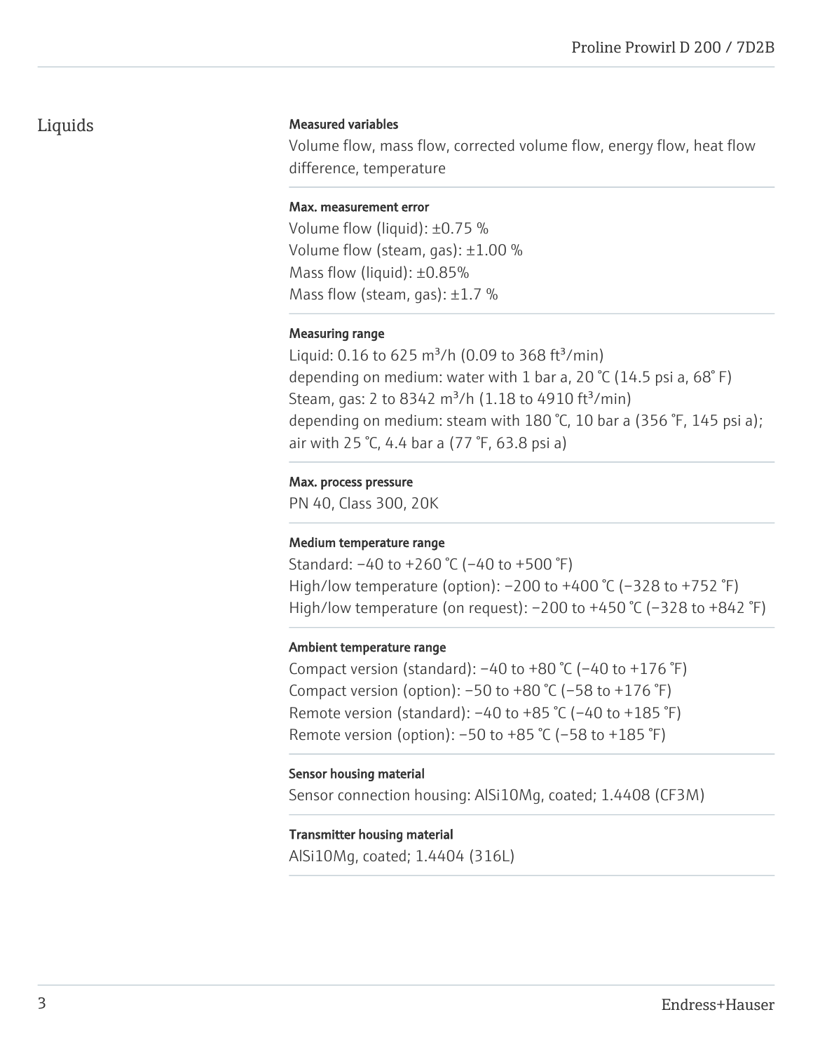## Liquids

#### Measured variables

Volume flow, mass flow, corrected volume flow, energy flow, heat flow difference, temperature

#### Max. measurement error

Volume flow (liquid): ±0.75 %
Volume flow (steam, gas): ±1.00 %
Mass flow (liquid): ±0.85%
Mass flow (steam, gas): ±1.7 %

#### Measuring range

Liquid: 0.16 to 625 m³/h (0.09 to 368 ft³/min)
depending on medium: water with 1 bar a, 20 °C (14.5 psi a, 68° F)
Steam, gas: 2 to 8342 m³/h (1.18 to 4910 ft³/min)
depending on medium: steam with 180 °C, 10 bar a (356 °F, 145 psi a); air with 25 °C, 4.4 bar a (77 °F, 63.8 psi a)

#### Max. process pressure

PN 40, Class 300, 20K

#### Medium temperature range

Standard: −40 to +260 °C (−40 to +500 °F)
High/low temperature (option): −200 to +400 °C (−328 to +752 °F)
High/low temperature (on request): −200 to +450 °C (−328 to +842 °F)

#### Ambient temperature range

Compact version (standard): −40 to +80 °C (−40 to +176 °F)
Compact version (option): −50 to +80 °C (−58 to +176 °F)
Remote version (standard): −40 to +85 °C (−40 to +185 °F)
Remote version (option): −50 to +85 °C (−58 to +185 °F)

#### Sensor housing material

Sensor connection housing: AlSi10Mg, coated; 1.4408 (CF3M)

#### Transmitter housing material

AlSi10Mg, coated; 1.4404 (316L)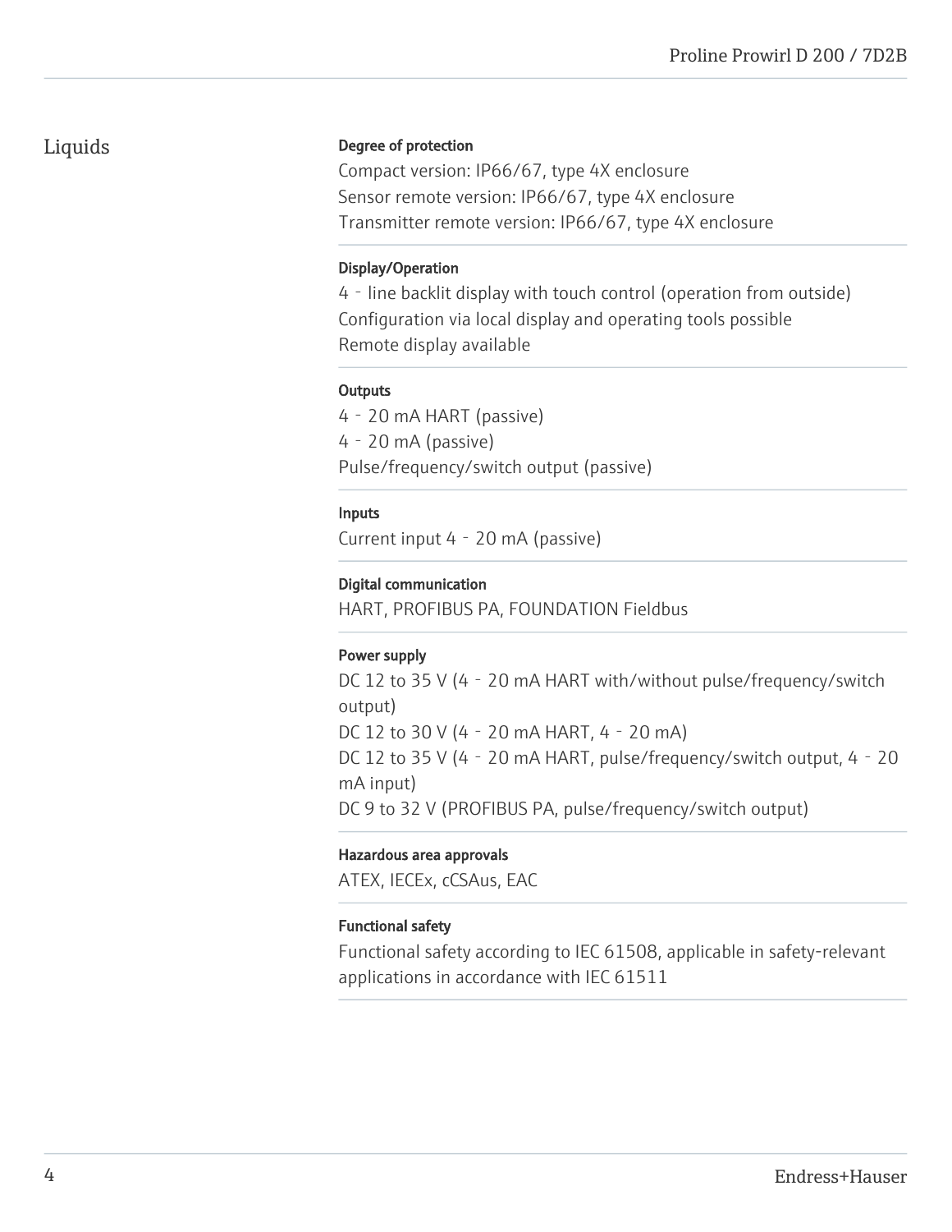## Liquids

#### Degree of protection

Compact version: IP66/67, type 4X enclosure
Sensor remote version: IP66/67, type 4X enclosure
Transmitter remote version: IP66/67, type 4X enclosure

#### Display/Operation

4 - line backlit display with touch control (operation from outside)
Configuration via local display and operating tools possible
Remote display available

#### Outputs

4 - 20 mA HART (passive)
4 - 20 mA (passive)
Pulse/frequency/switch output (passive)

#### Inputs

Current input 4 - 20 mA (passive)

#### Digital communication

HART, PROFIBUS PA, FOUNDATION Fieldbus

#### Power supply

DC 12 to 35 V (4 - 20 mA HART with/without pulse/frequency/switch output)
DC 12 to 30 V (4 - 20 mA HART, 4 - 20 mA)
DC 12 to 35 V (4 - 20 mA HART, pulse/frequency/switch output, 4 - 20 mA input)
DC 9 to 32 V (PROFIBUS PA, pulse/frequency/switch output)

#### Hazardous area approvals

ATEX, IECEx, cCSAus, EAC

#### Functional safety

Functional safety according to IEC 61508, applicable in safety-relevant applications in accordance with IEC 61511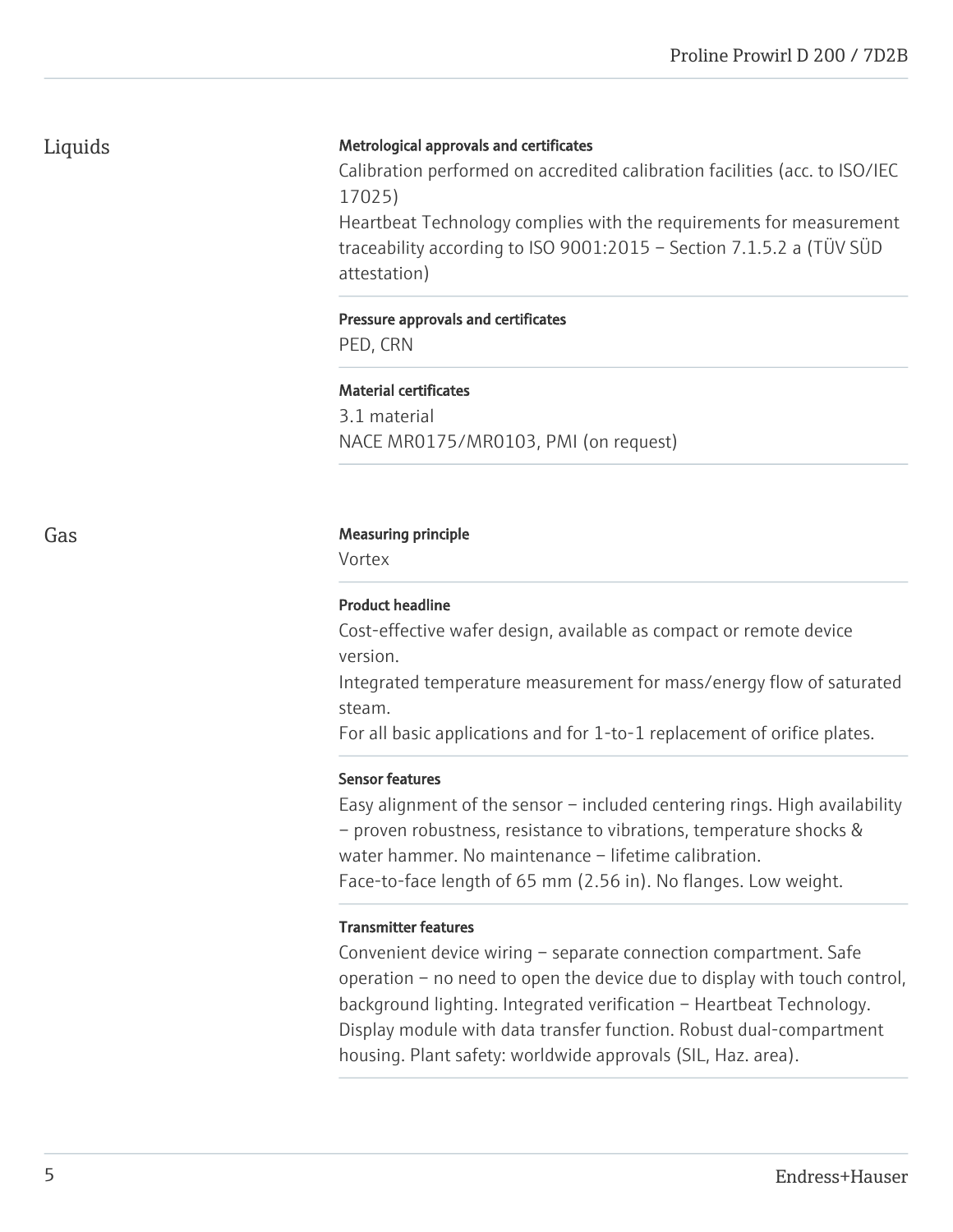## Liquids

**Metrological approvals and certificates**

Calibration performed on accredited calibration facilities (acc. to ISO/IEC 17025)
Heartbeat Technology complies with the requirements for measurement traceability according to ISO 9001:2015 – Section 7.1.5.2 a (TÜV SÜD attestation)

**Pressure approvals and certificates**

PED, CRN

**Material certificates**

3.1 material
NACE MR0175/MR0103, PMI (on request)

## Gas

**Measuring principle**

Vortex

**Product headline**

Cost-effective wafer design, available as compact or remote device version.
Integrated temperature measurement for mass/energy flow of saturated steam.
For all basic applications and for 1-to-1 replacement of orifice plates.

**Sensor features**

Easy alignment of the sensor – included centering rings. High availability – proven robustness, resistance to vibrations, temperature shocks & water hammer. No maintenance – lifetime calibration.
Face-to-face length of 65 mm (2.56 in). No flanges. Low weight.

**Transmitter features**

Convenient device wiring – separate connection compartment. Safe operation – no need to open the device due to display with touch control, background lighting. Integrated verification – Heartbeat Technology. Display module with data transfer function. Robust dual-compartment housing. Plant safety: worldwide approvals (SIL, Haz. area).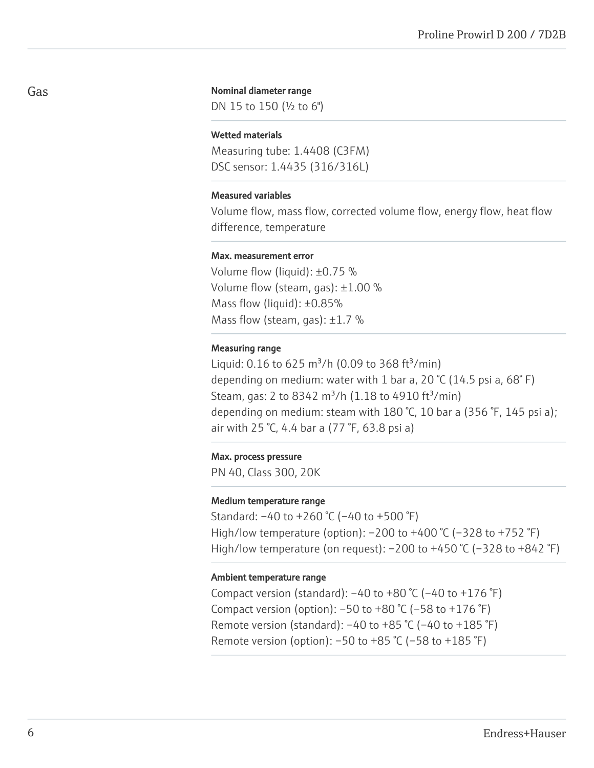## Gas

**Nominal diameter range**

DN 15 to 150 (½ to 6")

**Wetted materials**

Measuring tube: 1.4408 (C3FM)
DSC sensor: 1.4435 (316/316L)

**Measured variables**

Volume flow, mass flow, corrected volume flow, energy flow, heat flow difference, temperature

**Max. measurement error**

Volume flow (liquid): ±0.75 %
Volume flow (steam, gas): ±1.00 %
Mass flow (liquid): ±0.85%
Mass flow (steam, gas): ±1.7 %

**Measuring range**

Liquid: 0.16 to 625 m³/h (0.09 to 368 ft³/min)
depending on medium: water with 1 bar a, 20 °C (14.5 psi a, 68° F)
Steam, gas: 2 to 8342 m³/h (1.18 to 4910 ft³/min)
depending on medium: steam with 180 °C, 10 bar a (356 °F, 145 psi a); air with 25 °C, 4.4 bar a (77 °F, 63.8 psi a)

**Max. process pressure**

PN 40, Class 300, 20K

**Medium temperature range**

Standard: −40 to +260 °C (−40 to +500 °F)
High/low temperature (option): −200 to +400 °C (−328 to +752 °F)
High/low temperature (on request): −200 to +450 °C (−328 to +842 °F)

**Ambient temperature range**

Compact version (standard): −40 to +80 °C (−40 to +176 °F)
Compact version (option): −50 to +80 °C (−58 to +176 °F)
Remote version (standard): −40 to +85 °C (−40 to +185 °F)
Remote version (option): −50 to +85 °C (−58 to +185 °F)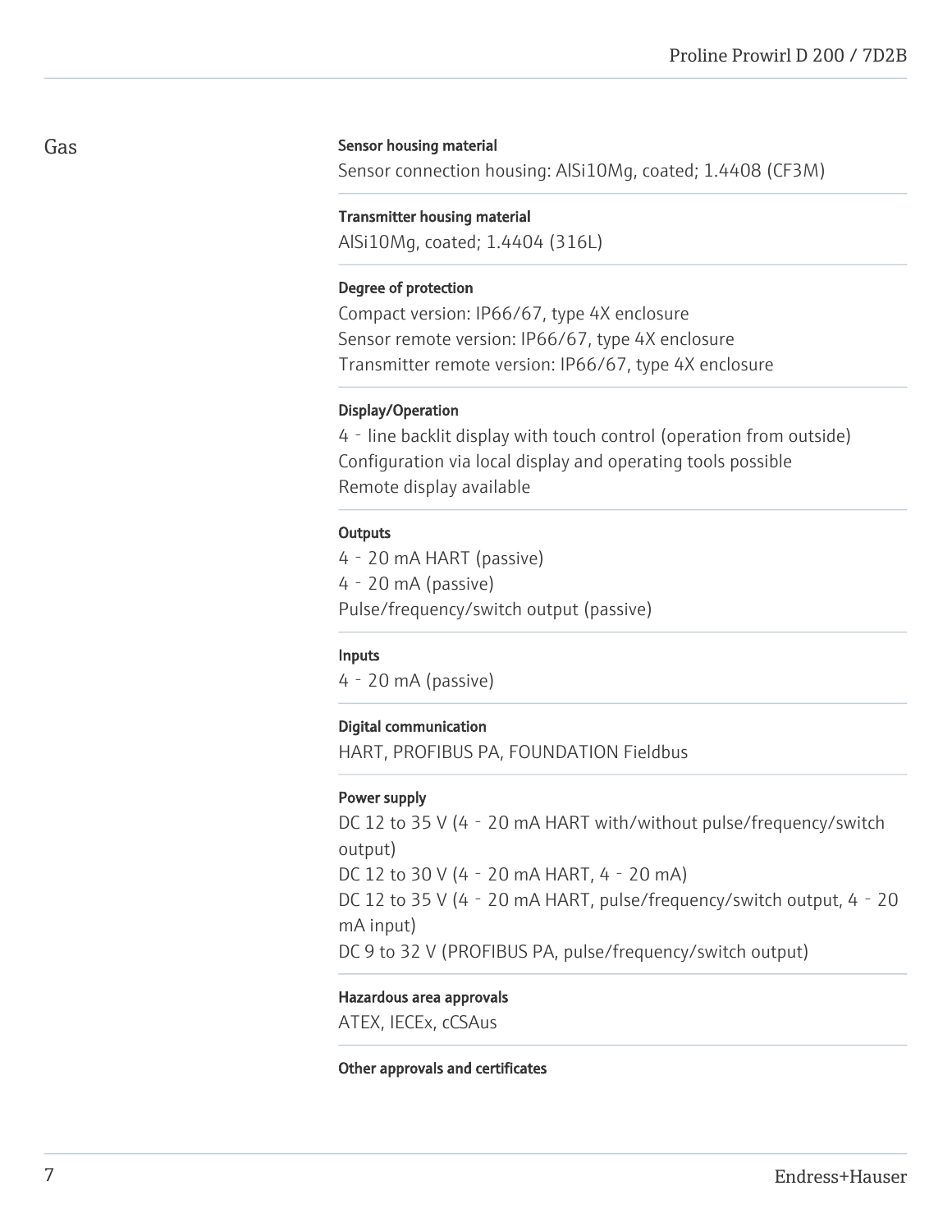## Gas

**Sensor housing material**

Sensor connection housing: AlSi10Mg, coated; 1.4408 (CF3M)

**Transmitter housing material**

AlSi10Mg, coated; 1.4404 (316L)

**Degree of protection**

Compact version: IP66/67, type 4X enclosure
Sensor remote version: IP66/67, type 4X enclosure
Transmitter remote version: IP66/67, type 4X enclosure

**Display/Operation**

4 - line backlit display with touch control (operation from outside)
Configuration via local display and operating tools possible
Remote display available

**Outputs**

4 - 20 mA HART (passive)
4 - 20 mA (passive)
Pulse/frequency/switch output (passive)

**Inputs**

4 - 20 mA (passive)

**Digital communication**

HART, PROFIBUS PA, FOUNDATION Fieldbus

**Power supply**

DC 12 to 35 V (4 - 20 mA HART with/without pulse/frequency/switch output)
DC 12 to 30 V (4 - 20 mA HART, 4 - 20 mA)
DC 12 to 35 V (4 - 20 mA HART, pulse/frequency/switch output, 4 - 20 mA input)
DC 9 to 32 V (PROFIBUS PA, pulse/frequency/switch output)

**Hazardous area approvals**

ATEX, IECEx, cCSAus

**Other approvals and certificates**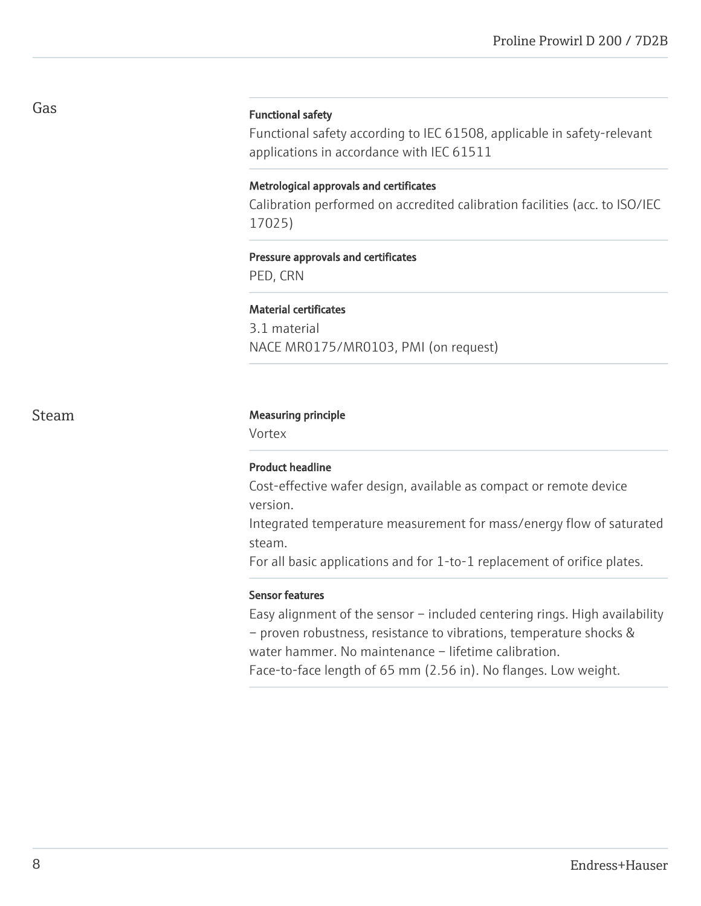## Gas

**Functional safety**

Functional safety according to IEC 61508, applicable in safety-relevant applications in accordance with IEC 61511

**Metrological approvals and certificates**

Calibration performed on accredited calibration facilities (acc. to ISO/IEC 17025)

**Pressure approvals and certificates**

PED, CRN

**Material certificates**

3.1 material
NACE MR0175/MR0103, PMI (on request)

## Steam

**Measuring principle**

Vortex

**Product headline**

Cost-effective wafer design, available as compact or remote device version.
Integrated temperature measurement for mass/energy flow of saturated steam.
For all basic applications and for 1-to-1 replacement of orifice plates.

**Sensor features**

Easy alignment of the sensor – included centering rings. High availability – proven robustness, resistance to vibrations, temperature shocks & water hammer. No maintenance – lifetime calibration.
Face-to-face length of 65 mm (2.56 in). No flanges. Low weight.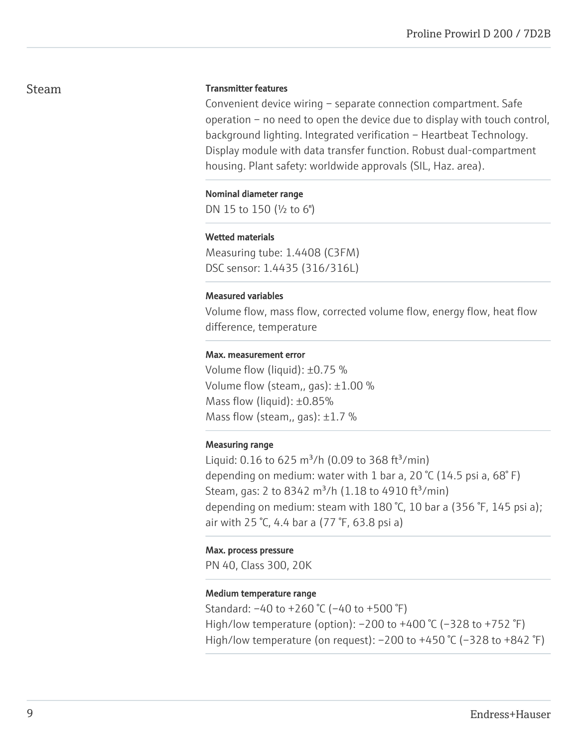## Steam

#### Transmitter features

Convenient device wiring – separate connection compartment. Safe operation – no need to open the device due to display with touch control, background lighting. Integrated verification – Heartbeat Technology. Display module with data transfer function. Robust dual-compartment housing. Plant safety: worldwide approvals (SIL, Haz. area).

#### Nominal diameter range

DN 15 to 150 (½ to 6")

#### Wetted materials

Measuring tube: 1.4408 (C3FM)
DSC sensor: 1.4435 (316/316L)

#### Measured variables

Volume flow, mass flow, corrected volume flow, energy flow, heat flow difference, temperature

#### Max. measurement error

Volume flow (liquid): ±0.75 %
Volume flow (steam,, gas): ±1.00 %
Mass flow (liquid): ±0.85%
Mass flow (steam,, gas): ±1.7 %

#### Measuring range

Liquid: 0.16 to 625 m³/h (0.09 to 368 ft³/min)
depending on medium: water with 1 bar a, 20 °C (14.5 psi a, 68° F)
Steam, gas: 2 to 8342 m³/h (1.18 to 4910 ft³/min)
depending on medium: steam with 180 °C, 10 bar a (356 °F, 145 psi a); air with 25 °C, 4.4 bar a (77 °F, 63.8 psi a)

#### Max. process pressure

PN 40, Class 300, 20K

#### Medium temperature range

Standard: –40 to +260 °C (–40 to +500 °F)
High/low temperature (option): –200 to +400 °C (–328 to +752 °F)
High/low temperature (on request): –200 to +450 °C (–328 to +842 °F)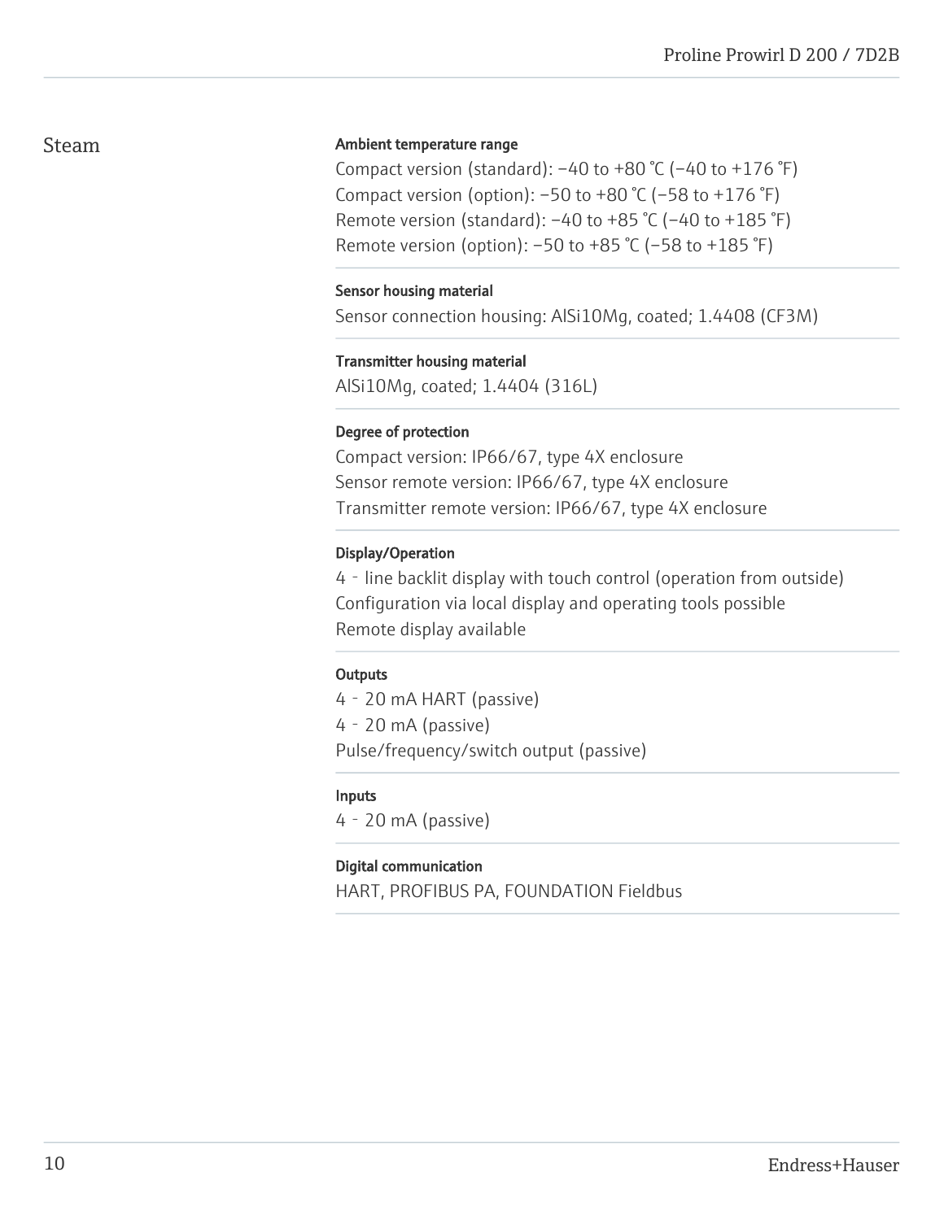## Steam

#### Ambient temperature range

Compact version (standard): −40 to +80 °C (−40 to +176 °F)
Compact version (option): −50 to +80 °C (−58 to +176 °F)
Remote version (standard): −40 to +85 °C (−40 to +185 °F)
Remote version (option): −50 to +85 °C (−58 to +185 °F)

#### Sensor housing material

Sensor connection housing: AlSi10Mg, coated; 1.4408 (CF3M)

#### Transmitter housing material

AlSi10Mg, coated; 1.4404 (316L)

#### Degree of protection

Compact version: IP66/67, type 4X enclosure
Sensor remote version: IP66/67, type 4X enclosure
Transmitter remote version: IP66/67, type 4X enclosure

#### Display/Operation

4 - line backlit display with touch control (operation from outside)
Configuration via local display and operating tools possible
Remote display available

#### Outputs

4 - 20 mA HART (passive)
4 - 20 mA (passive)
Pulse/frequency/switch output (passive)

#### Inputs

4 - 20 mA (passive)

#### Digital communication

HART, PROFIBUS PA, FOUNDATION Fieldbus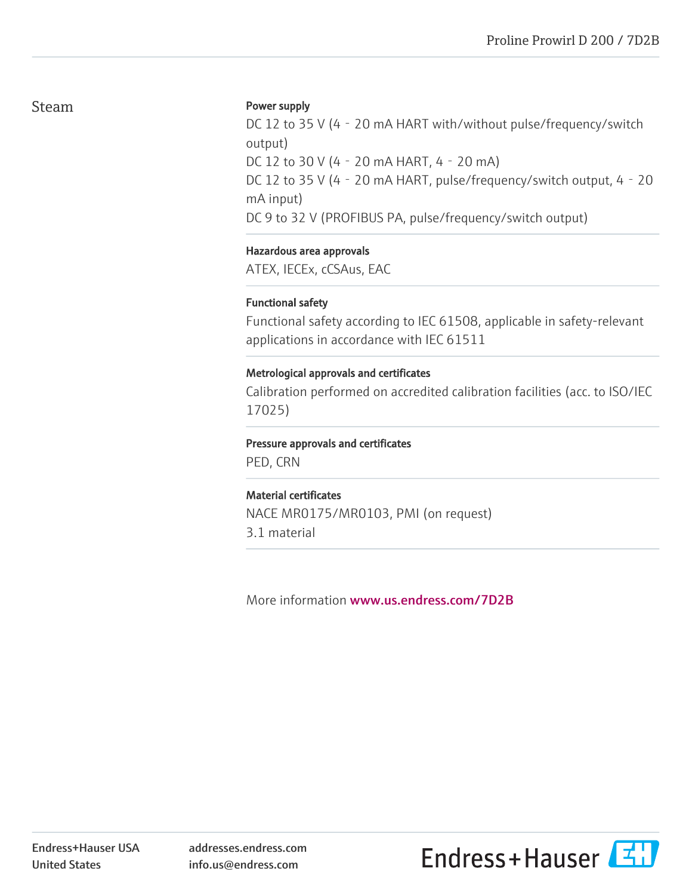## Steam

### Power supply

DC 12 to 35 V (4‐20 mA HART with/without pulse/frequency/switch output)
DC 12 to 30 V (4‐20 mA HART, 4‐20 mA)
DC 12 to 35 V (4‐20 mA HART, pulse/frequency/switch output, 4‐20 mA input)
DC 9 to 32 V (PROFIBUS PA, pulse/frequency/switch output)

### Hazardous area approvals

ATEX, IECEx, cCSAus, EAC

### Functional safety

Functional safety according to IEC 61508, applicable in safety-relevant applications in accordance with IEC 61511

### Metrological approvals and certificates

Calibration performed on accredited calibration facilities (acc. to ISO/IEC 17025)

### Pressure approvals and certificates

PED, CRN

### Material certificates

NACE MR0175/MR0103, PMI (on request)
3.1 material

More information **www.us.endress.com/7D2B**

Endress+Hauser USA
United States

addresses.endress.com
info.us@endress.com